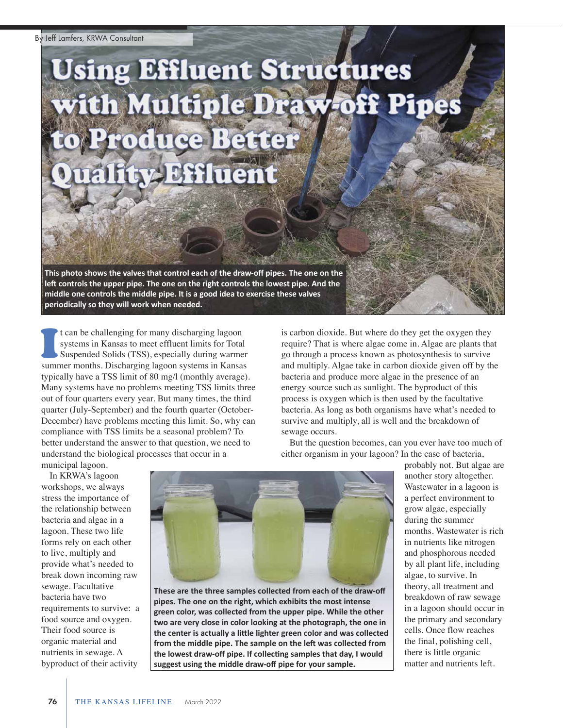By Jeff Lamfers, KRWA Consultant

# Using Effluent Structures with Multiple Draw-off Pipes to Produce Better Quality Effluent

**This photo shows the valves that control each of the draw-off pipes. The one on the left controls the upper pipe. The one on the right controls the lowest pipe. And the middle one controls the middle pipe. It is a good idea to exercise these valves periodically so they will work when needed.**

It can be challenging for many discharging lagoon systems in Kansas to meet effluent limits for Total Suspended Solids (TSS), especially during warmer summer months. Discharging lagoon systems in Kansas typically have a TSS limit of 80 mg/l (monthly average). Many systems have no problems meeting TSS limits three out of four quarters every year. But many times, the third quarter (July-September) and the fourth quarter (October-December) have problems meeting this limit. So, why can compliance with TSS limits be a seasonal problem? To better understand the answer to that question, we need to understand the biological processes that occur in a municipal lagoon.

In KRWA's lagoon workshops, we always stress the importance of the relationship between bacteria and algae in a lagoon. These two life forms rely on each other to live, multiply and provide what's needed to break down incoming raw sewage. Facultative bacteria have two requirements to survive: a food source and oxygen. Their food source is organic material and nutrients in sewage. A byproduct of their activity is carbon dioxide. But where do they get the oxygen they require? That is where algae come in. Algae are plants that go through a process known as photosynthesis to survive and multiply. Algae take in carbon dioxide given off by the bacteria and produce more algae in the presence of an energy source such as sunlight. The byproduct of this process is oxygen which is then used by the facultative bacteria. As long as both organisms have what's needed to survive and multiply, all is well and the breakdown of sewage occurs.

But the question becomes, can you ever have too much of either organism in your lagoon? In the case of bacteria, probably not. But algae are another story altogether. Wastewater in a lagoon is a perfect environment to grow algae, especially during the summer months. Wastewater is rich in nutrients like nitrogen and phosphorous needed by all plant life, including algae, to survive. In theory, all treatment and breakdown of raw sewage in a lagoon should occur in the primary and secondary cells. Once flow reaches the final, polishing cell, there is little organic matter and nutrients left.

**These are the three samples collected from each of the draw-off pipes. The one on the right, which exhibits the most intense green color, was collected from the upper pipe. While the other two are very close in color looking at the photograph, the one in the center is actually a little lighter green color and was collected from the middle pipe. The sample on the left was collected from the lowest draw-off pipe. If collecting samples that day, I would suggest using the middle draw-off pipe for your sample.**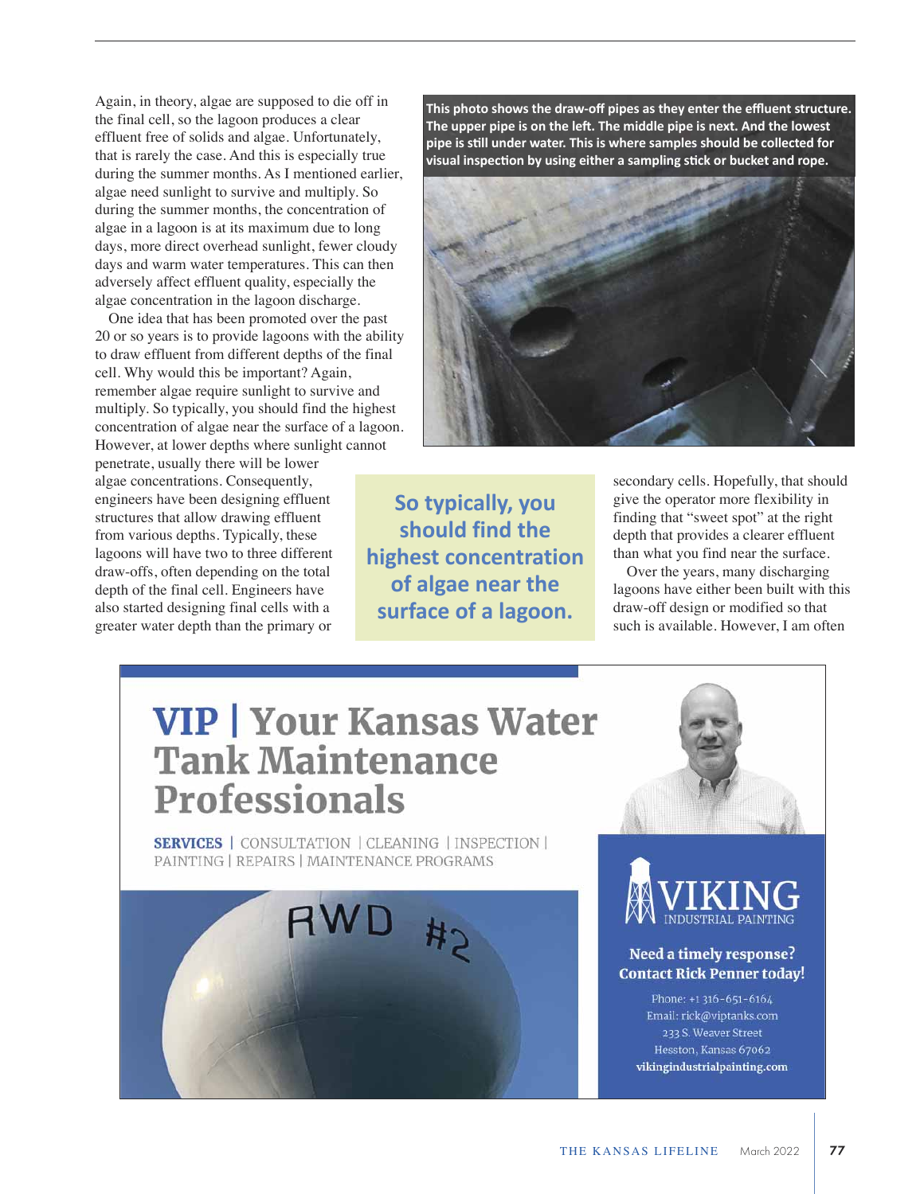Again, in theory, algae are supposed to die off in the final cell, so the lagoon produces a clear effluent free of solids and algae. Unfortunately, that is rarely the case. And this is especially true during the summer months. As I mentioned earlier, algae need sunlight to survive and multiply. So during the summer months, the concentration of algae in a lagoon is at its maximum due to long days, more direct overhead sunlight, fewer cloudy days and warm water temperatures. This can then adversely affect effluent quality, especially the algae concentration in the lagoon discharge.

One idea that has been promoted over the past 20 or so years is to provide lagoons with the ability to draw effluent from different depths of the final cell. Why would this be important? Again, remember algae require sunlight to survive and multiply. So typically, you should find the highest concentration of algae near the surface of a lagoon. However, at lower depths where sunlight cannot penetrate, usually there will be lower algae concentrations. Consequently, engineers have been designing effluent structures that allow drawing effluent from various depths. Typically, these lagoons will have two to three different draw-offs, often depending on the total depth of the final cell. Engineers have also started designing final cells with a greater water depth than the primary or secondary cells. Hopefully, that should give the operator more flexibility in finding that "sweet spot" at the right depth that provides a clearer effluent than what you find near the surface.

**This photo shows the draw-off pipes as they enter the effluent structure. The upper pipe is on the left. The middle pipe is next. And the lowest pipe is still under water. This is where samples should be collected for visual inspection by using either a sampling stick or bucket and rope.**

> **So typically, you should find the highest concentration of algae near the surface of a lagoon.**

Over the years, many discharging lagoons have either been built with this draw-off design or modified so that such is available. However, I am often

---

# VIP | Your Kansas Water Tank Maintenance Professionals

**SERVICES** | CONSULTATION | CLEANING | INSPECTION | PAINTING | REPAIRS | MAINTENANCE PROGRAMS

VIKING INDUSTRIAL PAINTING

**Need a timely response? Contact Rick Penner today!**

Phone: +1 316-651-6164
Email: rick@viptanks.com
233 S. Weaver Street
Hesston, Kansas 67062
**vikingindustrialpainting.com**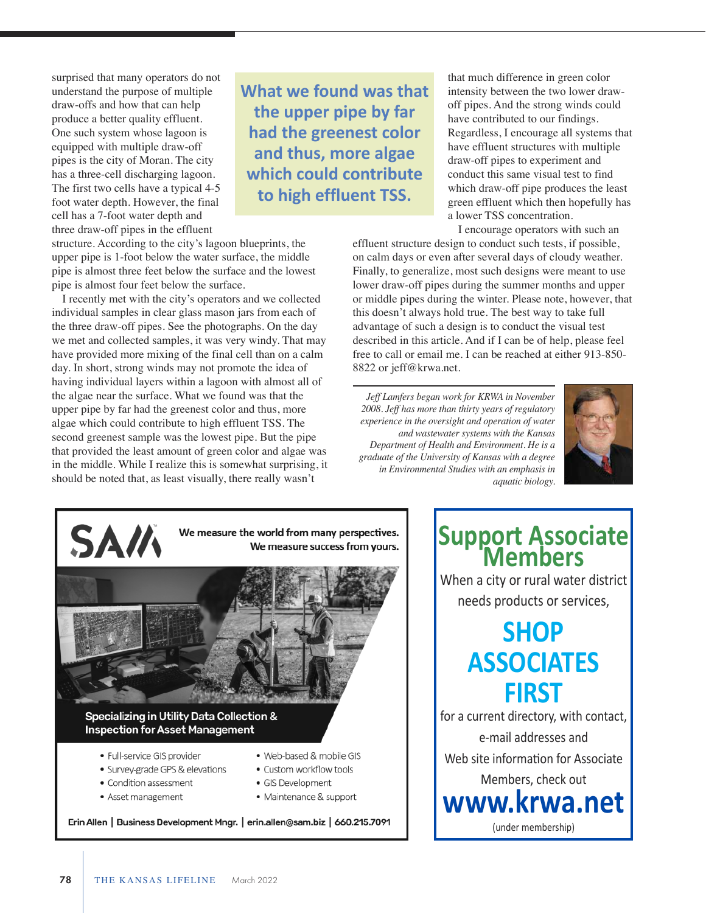surprised that many operators do not understand the purpose of multiple draw-offs and how that can help produce a better quality effluent. One such system whose lagoon is equipped with multiple draw-off pipes is the city of Moran. The city has a three-cell discharging lagoon. The first two cells have a typical 4-5 foot water depth. However, the final cell has a 7-foot water depth and three draw-off pipes in the effluent structure. According to the city's lagoon blueprints, the upper pipe is 1-foot below the water surface, the middle pipe is almost three feet below the surface and the lowest pipe is almost four feet below the surface.

> **What we found was that the upper pipe by far had the greenest color and thus, more algae which could contribute to high effluent TSS.**

I recently met with the city's operators and we collected individual samples in clear glass mason jars from each of the three draw-off pipes. See the photographs. On the day we met and collected samples, it was very windy. That may have provided more mixing of the final cell than on a calm day. In short, strong winds may not promote the idea of having individual layers within a lagoon with almost all of the algae near the surface. What we found was that the upper pipe by far had the greenest color and thus, more algae which could contribute to high effluent TSS. The second greenest sample was the lowest pipe. But the pipe that provided the least amount of green color and algae was in the middle. While I realize this is somewhat surprising, it should be noted that, as least visually, there really wasn't that much difference in green color intensity between the two lower draw-off pipes. And the strong winds could have contributed to our findings. Regardless, I encourage all systems that have effluent structures with multiple draw-off pipes to experiment and conduct this same visual test to find which draw-off pipe produces the least green effluent which then hopefully has a lower TSS concentration.

I encourage operators with such an effluent structure design to conduct such tests, if possible, on calm days or even after several days of cloudy weather. Finally, to generalize, most such designs were meant to use lower draw-off pipes during the summer months and upper or middle pipes during the winter. Please note, however, that this doesn't always hold true. The best way to take full advantage of such a design is to conduct the visual test described in this article. And if I can be of help, please feel free to call or email me. I can be reached at either 913-850-8822 or jeff@krwa.net.

---

*Jeff Lamfers began work for KRWA in November 2008. Jeff has more than thirty years of regulatory experience in the oversight and operation of water and wastewater systems with the Kansas Department of Health and Environment. He is a graduate of the University of Kansas with a degree in Environmental Studies with an emphasis in aquatic biology.*

---

**SAM**

We measure the world from many perspectives.
We measure success from yours.

**Specializing in Utility Data Collection & Inspection for Asset Management**

- Full-service GIS provider
- Survey-grade GPS & elevations
- Condition assessment
- Asset management
- Web-based & mobile GIS
- Custom workflow tools
- GIS Development
- Maintenance & support

Erin Allen | Business Development Mngr. | erin.allen@sam.biz | 660.215.7091

---

## Support Associate Members

When a city or rural water district needs products or services,

**SHOP ASSOCIATES FIRST**

for a current directory, with contact, e-mail addresses and Web site information for Associate Members, check out

**www.krwa.net**

(under membership)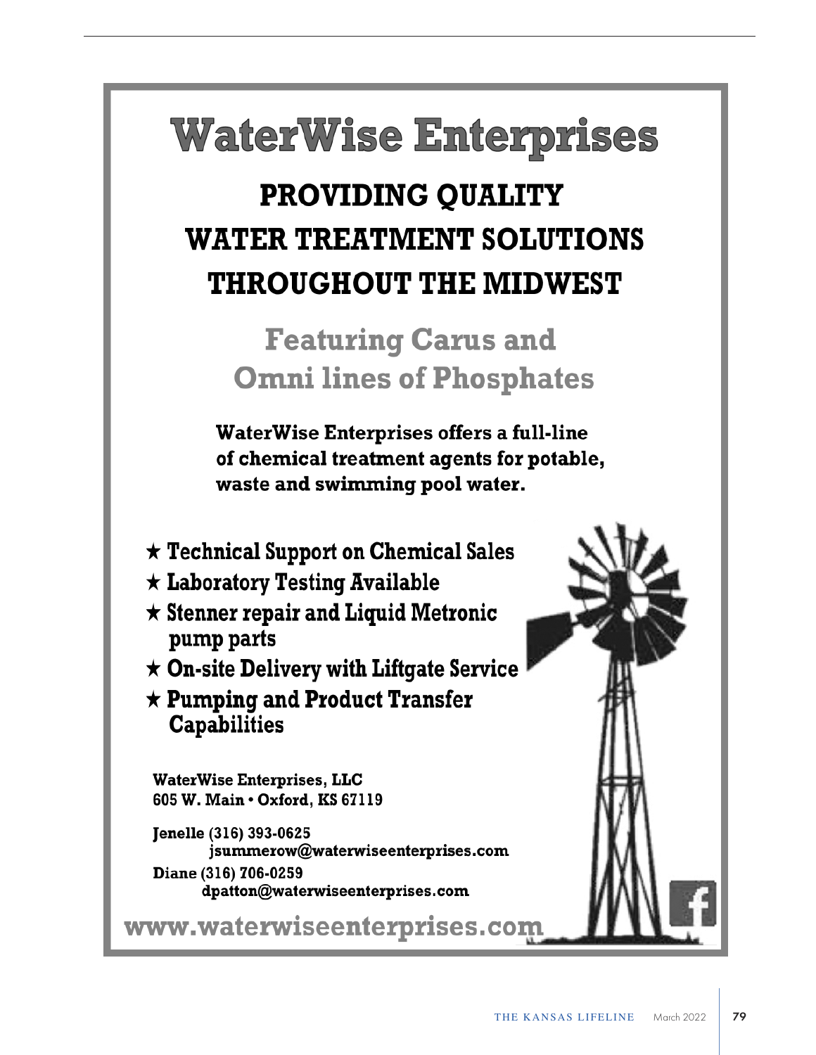# WaterWise Enterprises

## PROVIDING QUALITY WATER TREATMENT SOLUTIONS THROUGHOUT THE MIDWEST

### Featuring Carus and Omni lines of Phosphates

**WaterWise Enterprises offers a full-line of chemical treatment agents for potable, waste and swimming pool water.**

- ★ **Technical Support on Chemical Sales**
- ★ **Laboratory Testing Available**
- ★ **Stenner repair and Liquid Metronic pump parts**
- ★ **On-site Delivery with Liftgate Service**
- ★ **Pumping and Product Transfer Capabilities**

**WaterWise Enterprises, LLC**
**605 W. Main • Oxford, KS 67119**

**Jenelle (316) 393-0625**
**jsummerow@waterwiseenterprises.com**
**Diane (316) 706-0259**
**dpatton@waterwiseenterprises.com**

**www.waterwiseenterprises.com**